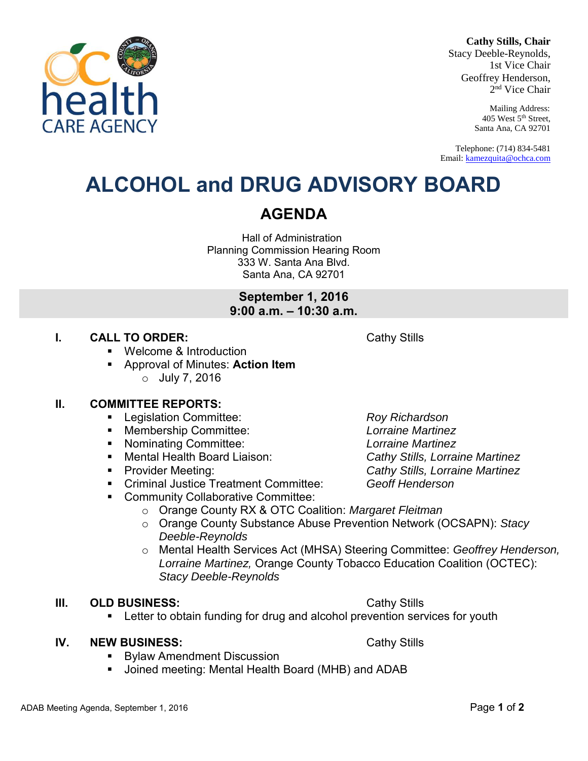**Cathy Stills, Chair**
Stacy Deeble-Reynolds,
1st Vice Chair
Geoffrey Henderson,
2nd Vice Chair

Mailing Address:
405 West 5th Street,
Santa Ana, CA 92701

Telephone: (714) 834-5481
Email: kamezquita@ochca.com

# ALCOHOL and DRUG ADVISORY BOARD

## AGENDA

Hall of Administration
Planning Commission Hearing Room
333 W. Santa Ana Blvd.
Santa Ana, CA 92701

**September 1, 2016**
**9:00 a.m. – 10:30 a.m.**

**I. CALL TO ORDER:** Cathy Stills

- Welcome & Introduction
- Approval of Minutes: **Action Item**
  - July 7, 2016

**II. COMMITTEE REPORTS:**

- Legislation Committee: *Roy Richardson*
- Membership Committee: *Lorraine Martinez*
- Nominating Committee: *Lorraine Martinez*
- Mental Health Board Liaison: *Cathy Stills, Lorraine Martinez*
- Provider Meeting: *Cathy Stills, Lorraine Martinez*
- Criminal Justice Treatment Committee: *Geoff Henderson*
- Community Collaborative Committee:
  - Orange County RX & OTC Coalition: *Margaret Fleitman*
  - Orange County Substance Abuse Prevention Network (OCSAPN): *Stacy Deeble-Reynolds*
  - Mental Health Services Act (MHSA) Steering Committee: *Geoffrey Henderson, Lorraine Martinez,* Orange County Tobacco Education Coalition (OCTEC): *Stacy Deeble-Reynolds*

**III. OLD BUSINESS:** Cathy Stills

- Letter to obtain funding for drug and alcohol prevention services for youth

**IV. NEW BUSINESS:** Cathy Stills

- Bylaw Amendment Discussion
- Joined meeting: Mental Health Board (MHB) and ADAB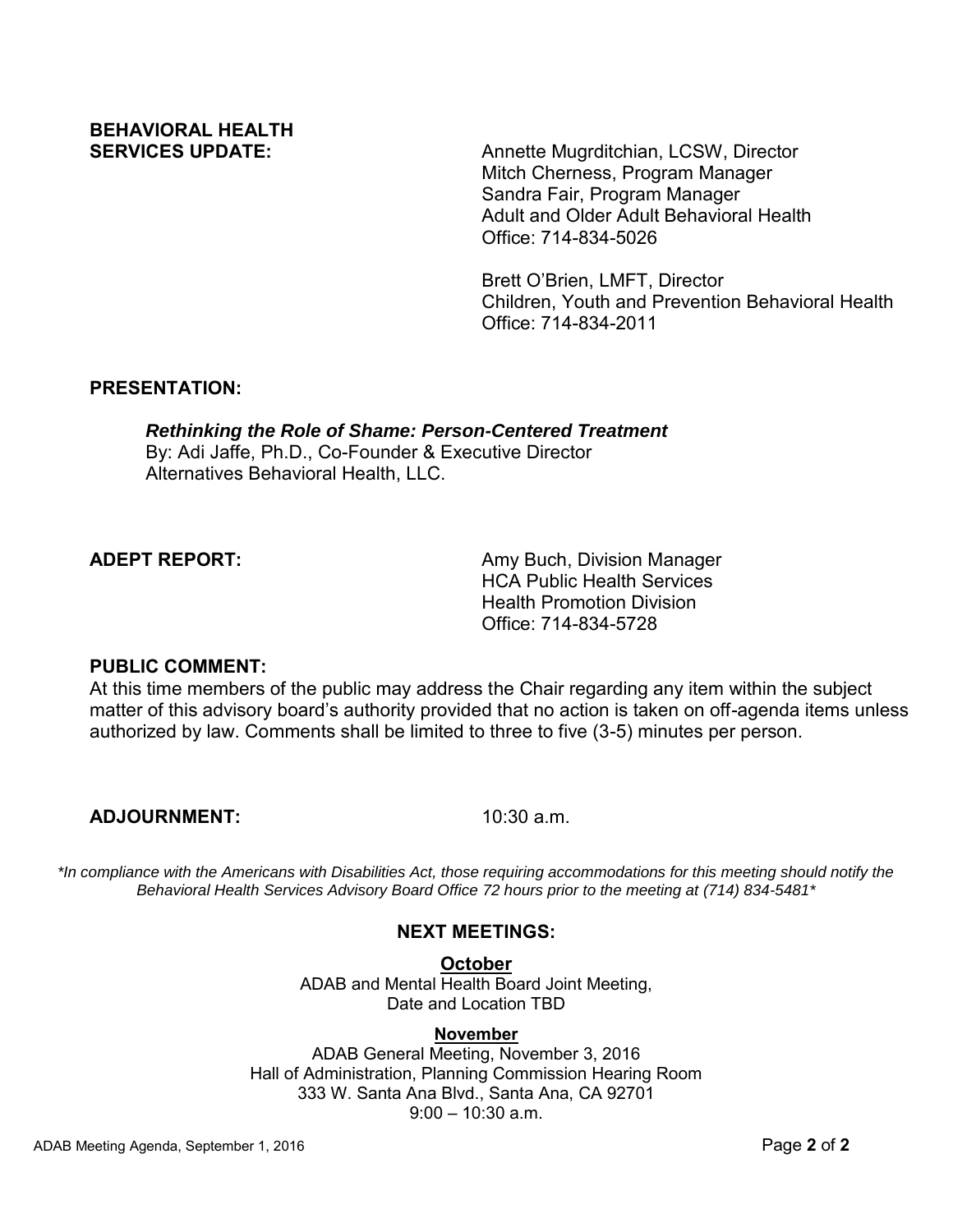**BEHAVIORAL HEALTH SERVICES UPDATE:**

Annette Mugrditchian, LCSW, Director
Mitch Cherness, Program Manager
Sandra Fair, Program Manager
Adult and Older Adult Behavioral Health
Office: 714-834-5026

Brett O'Brien, LMFT, Director
Children, Youth and Prevention Behavioral Health
Office: 714-834-2011

**PRESENTATION:**

***Rethinking the Role of Shame: Person-Centered Treatment***
By: Adi Jaffe, Ph.D., Co-Founder & Executive Director
Alternatives Behavioral Health, LLC.

**ADEPT REPORT:**

Amy Buch, Division Manager
HCA Public Health Services
Health Promotion Division
Office: 714-834-5728

**PUBLIC COMMENT:**
At this time members of the public may address the Chair regarding any item within the subject matter of this advisory board's authority provided that no action is taken on off-agenda items unless authorized by law. Comments shall be limited to three to five (3-5) minutes per person.

**ADJOURNMENT:** 10:30 a.m.

*\*In compliance with the Americans with Disabilities Act, those requiring accommodations for this meeting should notify the Behavioral Health Services Advisory Board Office 72 hours prior to the meeting at (714) 834-5481\**

**NEXT MEETINGS:**

**October**
ADAB and Mental Health Board Joint Meeting,
Date and Location TBD

**November**
ADAB General Meeting, November 3, 2016
Hall of Administration, Planning Commission Hearing Room
333 W. Santa Ana Blvd., Santa Ana, CA 92701
9:00 – 10:30 a.m.